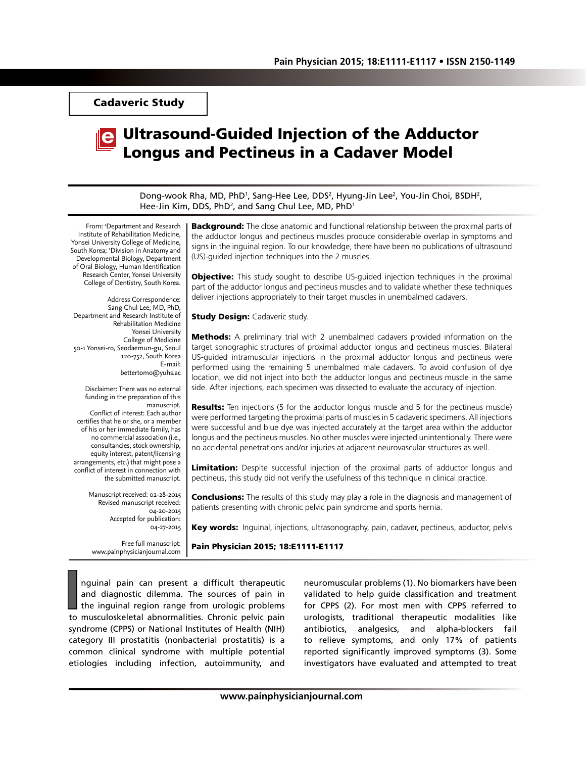**Cadaveric Study**

# Ultrasound-Guided Injection of the Adductor Longus and Pectineus in a Cadaver Model

Dong-wook Rha, MD, PhD[1], Sang-Hee Lee, DDS[2], Hyung-Jin Lee[2], You-Jin Choi, BSDH[2], Hee-Jin Kim, DDS, PhD[2], and Sang Chul Lee, MD, PhD[1]

From: [1]Department and Research Institute of Rehabilitation Medicine, Yonsei University College of Medicine, South Korea; [2]Division in Anatomy and Developmental Biology, Department of Oral Biology, Human Identification Research Center, Yonsei University College of Dentistry, South Korea.

Address Correspondence:
Sang Chul Lee, MD, PhD,
Department and Research Institute of Rehabilitation Medicine
Yonsei University
College of Medicine
50-1 Yonsei-ro, Seodaemun-gu, Seoul 120-752, South Korea
E-mail: bettertomo@yuhs.ac

Disclaimer: There was no external funding in the preparation of this manuscript.
Conflict of interest: Each author certifies that he or she, or a member of his or her immediate family, has no commercial association (i.e., consultancies, stock ownership, equity interest, patent/licensing arrangements, etc.) that might pose a conflict of interest in connection with the submitted manuscript.

Manuscript received: 02-28-2015
Revised manuscript received: 04-20-2015
Accepted for publication: 04-27-2015

Free full manuscript: www.painphysicianjournal.com

**Background:** The close anatomic and functional relationship between the proximal parts of the adductor longus and pectineus muscles produce considerable overlap in symptoms and signs in the inguinal region. To our knowledge, there have been no publications of ultrasound (US)-guided injection techniques into the 2 muscles.

**Objective:** This study sought to describe US-guided injection techniques in the proximal part of the adductor longus and pectineus muscles and to validate whether these techniques deliver injections appropriately to their target muscles in unembalmed cadavers.

**Study Design:** Cadaveric study.

**Methods:** A preliminary trial with 2 unembalmed cadavers provided information on the target sonographic structures of proximal adductor longus and pectineus muscles. Bilateral US-guided intramuscular injections in the proximal adductor longus and pectineus were performed using the remaining 5 unembalmed male cadavers. To avoid confusion of dye location, we did not inject into both the adductor longus and pectineus muscle in the same side. After injections, each specimen was dissected to evaluate the accuracy of injection.

**Results:** Ten injections (5 for the adductor longus muscle and 5 for the pectineus muscle) were performed targeting the proximal parts of muscles in 5 cadaveric specimens. All injections were successful and blue dye was injected accurately at the target area within the adductor longus and the pectineus muscles. No other muscles were injected unintentionally. There were no accidental penetrations and/or injuries at adjacent neurovascular structures as well.

**Limitation:** Despite successful injection of the proximal parts of adductor longus and pectineus, this study did not verify the usefulness of this technique in clinical practice.

**Conclusions:** The results of this study may play a role in the diagnosis and management of patients presenting with chronic pelvic pain syndrome and sports hernia.

**Key words:** Inguinal, injections, ultrasonography, pain, cadaver, pectineus, adductor, pelvis

**Pain Physician 2015; 18:E1111-E1117**

Inguinal pain can present a difficult therapeutic and diagnostic dilemma. The sources of pain in the inguinal region range from urologic problems to musculoskeletal abnormalities. Chronic pelvic pain syndrome (CPPS) or National Institutes of Health (NIH) category III prostatitis (nonbacterial prostatitis) is a common clinical syndrome with multiple potential etiologies including infection, autoimmunity, and neuromuscular problems (1). No biomarkers have been validated to help guide classification and treatment for CPPS (2). For most men with CPPS referred to urologists, traditional therapeutic modalities like antibiotics, analgesics, and alpha-blockers fail to relieve symptoms, and only 17% of patients reported significantly improved symptoms (3). Some investigators have evaluated and attempted to treat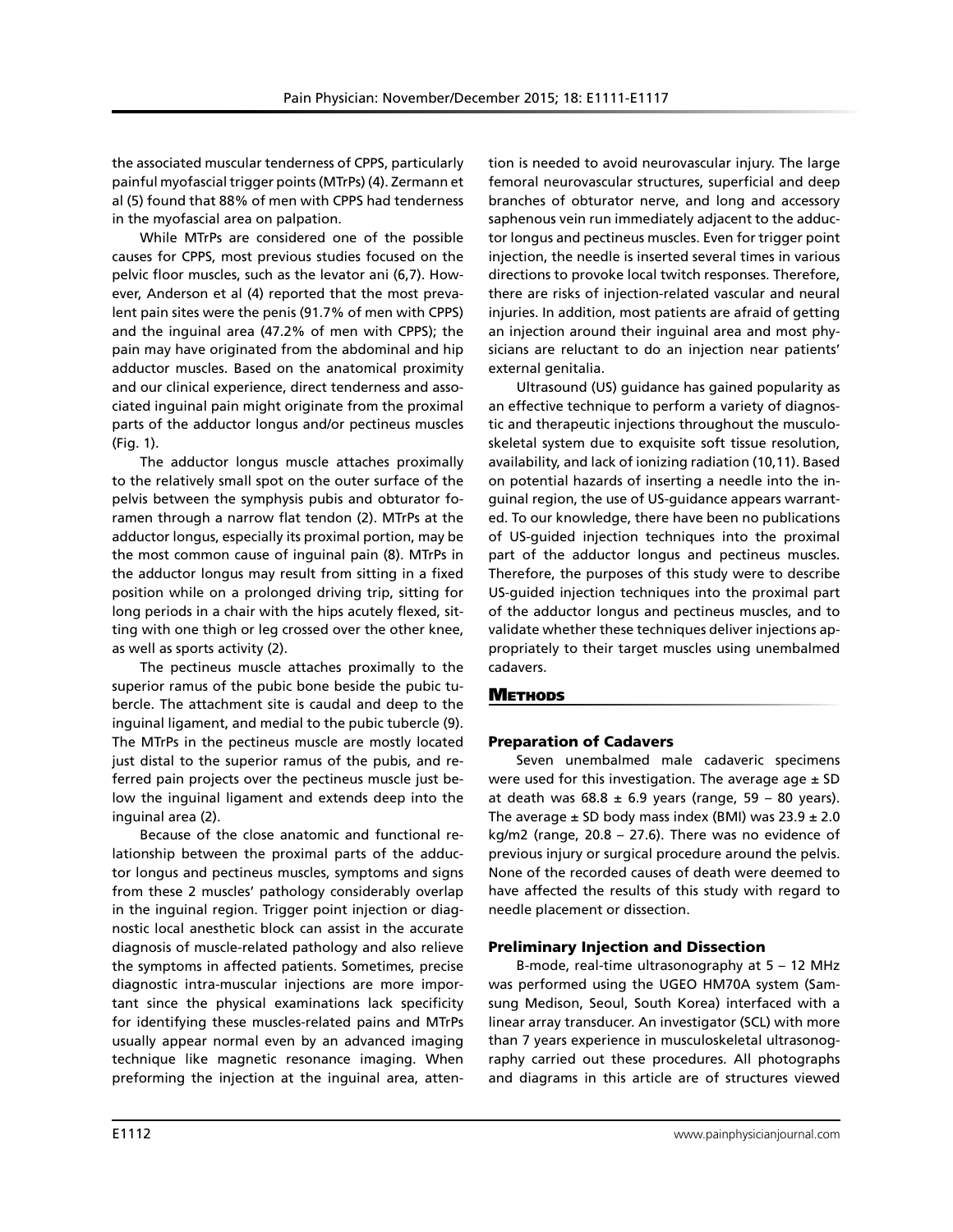the associated muscular tenderness of CPPS, particularly painful myofascial trigger points (MTrPs) (4). Zermann et al (5) found that 88% of men with CPPS had tenderness in the myofascial area on palpation.

While MTrPs are considered one of the possible causes for CPPS, most previous studies focused on the pelvic floor muscles, such as the levator ani (6,7). However, Anderson et al (4) reported that the most prevalent pain sites were the penis (91.7% of men with CPPS) and the inguinal area (47.2% of men with CPPS); the pain may have originated from the abdominal and hip adductor muscles. Based on the anatomical proximity and our clinical experience, direct tenderness and associated inguinal pain might originate from the proximal parts of the adductor longus and/or pectineus muscles (Fig. 1).

The adductor longus muscle attaches proximally to the relatively small spot on the outer surface of the pelvis between the symphysis pubis and obturator foramen through a narrow flat tendon (2). MTrPs at the adductor longus, especially its proximal portion, may be the most common cause of inguinal pain (8). MTrPs in the adductor longus may result from sitting in a fixed position while on a prolonged driving trip, sitting for long periods in a chair with the hips acutely flexed, sitting with one thigh or leg crossed over the other knee, as well as sports activity (2).

The pectineus muscle attaches proximally to the superior ramus of the pubic bone beside the pubic tubercle. The attachment site is caudal and deep to the inguinal ligament, and medial to the pubic tubercle (9). The MTrPs in the pectineus muscle are mostly located just distal to the superior ramus of the pubis, and referred pain projects over the pectineus muscle just below the inguinal ligament and extends deep into the inguinal area (2).

Because of the close anatomic and functional relationship between the proximal parts of the adductor longus and pectineus muscles, symptoms and signs from these 2 muscles' pathology considerably overlap in the inguinal region. Trigger point injection or diagnostic local anesthetic block can assist in the accurate diagnosis of muscle-related pathology and also relieve the symptoms in affected patients. Sometimes, precise diagnostic intra-muscular injections are more important since the physical examinations lack specificity for identifying these muscles-related pains and MTrPs usually appear normal even by an advanced imaging technique like magnetic resonance imaging. When preforming the injection at the inguinal area, attention is needed to avoid neurovascular injury. The large femoral neurovascular structures, superficial and deep branches of obturator nerve, and long and accessory saphenous vein run immediately adjacent to the adductor longus and pectineus muscles. Even for trigger point injection, the needle is inserted several times in various directions to provoke local twitch responses. Therefore, there are risks of injection-related vascular and neural injuries. In addition, most patients are afraid of getting an injection around their inguinal area and most physicians are reluctant to do an injection near patients' external genitalia.

Ultrasound (US) guidance has gained popularity as an effective technique to perform a variety of diagnostic and therapeutic injections throughout the musculoskeletal system due to exquisite soft tissue resolution, availability, and lack of ionizing radiation (10,11). Based on potential hazards of inserting a needle into the inguinal region, the use of US-guidance appears warranted. To our knowledge, there have been no publications of US-guided injection techniques into the proximal part of the adductor longus and pectineus muscles. Therefore, the purposes of this study were to describe US-guided injection techniques into the proximal part of the adductor longus and pectineus muscles, and to validate whether these techniques deliver injections appropriately to their target muscles using unembalmed cadavers.

## Methods

### Preparation of Cadavers

Seven unembalmed male cadaveric specimens were used for this investigation. The average age ± SD at death was 68.8 ± 6.9 years (range, 59 – 80 years). The average ± SD body mass index (BMI) was 23.9 ± 2.0 kg/m2 (range, 20.8 – 27.6). There was no evidence of previous injury or surgical procedure around the pelvis. None of the recorded causes of death were deemed to have affected the results of this study with regard to needle placement or dissection.

### Preliminary Injection and Dissection

B-mode, real-time ultrasonography at 5 – 12 MHz was performed using the UGEO HM70A system (Samsung Medison, Seoul, South Korea) interfaced with a linear array transducer. An investigator (SCL) with more than 7 years experience in musculoskeletal ultrasonography carried out these procedures. All photographs and diagrams in this article are of structures viewed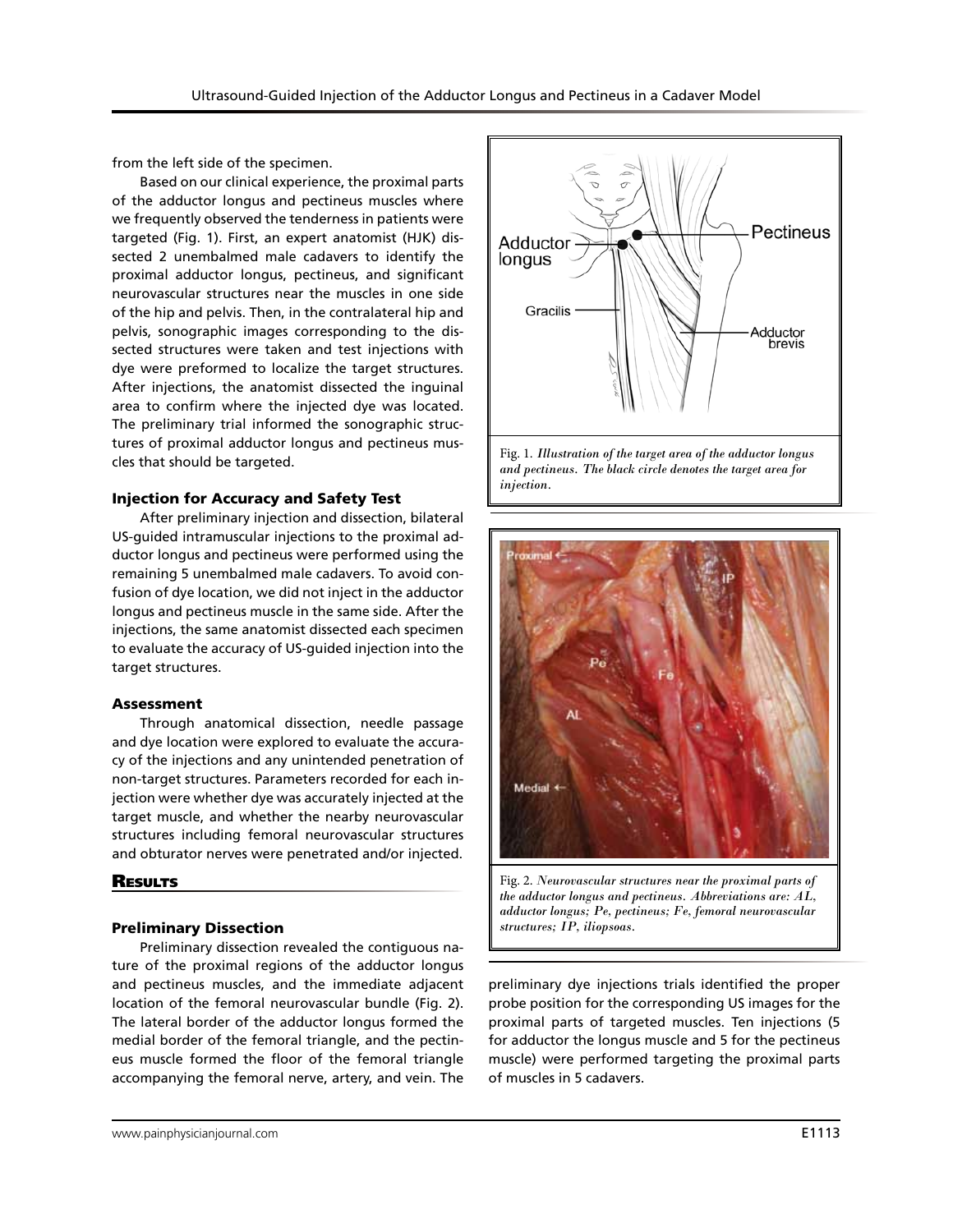from the left side of the specimen.

Based on our clinical experience, the proximal parts of the adductor longus and pectineus muscles where we frequently observed the tenderness in patients were targeted (Fig. 1). First, an expert anatomist (HJK) dissected 2 unembalmed male cadavers to identify the proximal adductor longus, pectineus, and significant neurovascular structures near the muscles in one side of the hip and pelvis. Then, in the contralateral hip and pelvis, sonographic images corresponding to the dissected structures were taken and test injections with dye were preformed to localize the target structures. After injections, the anatomist dissected the inguinal area to confirm where the injected dye was located. The preliminary trial informed the sonographic structures of proximal adductor longus and pectineus muscles that should be targeted.

### Injection for Accuracy and Safety Test

After preliminary injection and dissection, bilateral US-guided intramuscular injections to the proximal adductor longus and pectineus were performed using the remaining 5 unembalmed male cadavers. To avoid confusion of dye location, we did not inject in the adductor longus and pectineus muscle in the same side. After the injections, the same anatomist dissected each specimen to evaluate the accuracy of US-guided injection into the target structures.

### Assessment

Through anatomical dissection, needle passage and dye location were explored to evaluate the accuracy of the injections and any unintended penetration of non-target structures. Parameters recorded for each injection were whether dye was accurately injected at the target muscle, and whether the nearby neurovascular structures including femoral neurovascular structures and obturator nerves were penetrated and/or injected.

Fig. 1. *Illustration of the target area of the adductor longus and pectineus. The black circle denotes the target area for injection.*

Fig. 2. *Neurovascular structures near the proximal parts of the adductor longus and pectineus. Abbreviations are: AL, adductor longus; Pe, pectineus; Fe, femoral neurovascular structures; IP, iliopsoas.*

## Results

### Preliminary Dissection

Preliminary dissection revealed the contiguous nature of the proximal regions of the adductor longus and pectineus muscles, and the immediate adjacent location of the femoral neurovascular bundle (Fig. 2). The lateral border of the adductor longus formed the medial border of the femoral triangle, and the pectineus muscle formed the floor of the femoral triangle accompanying the femoral nerve, artery, and vein. The preliminary dye injections trials identified the proper probe position for the corresponding US images for the proximal parts of targeted muscles. Ten injections (5 for adductor the longus muscle and 5 for the pectineus muscle) were performed targeting the proximal parts of muscles in 5 cadavers.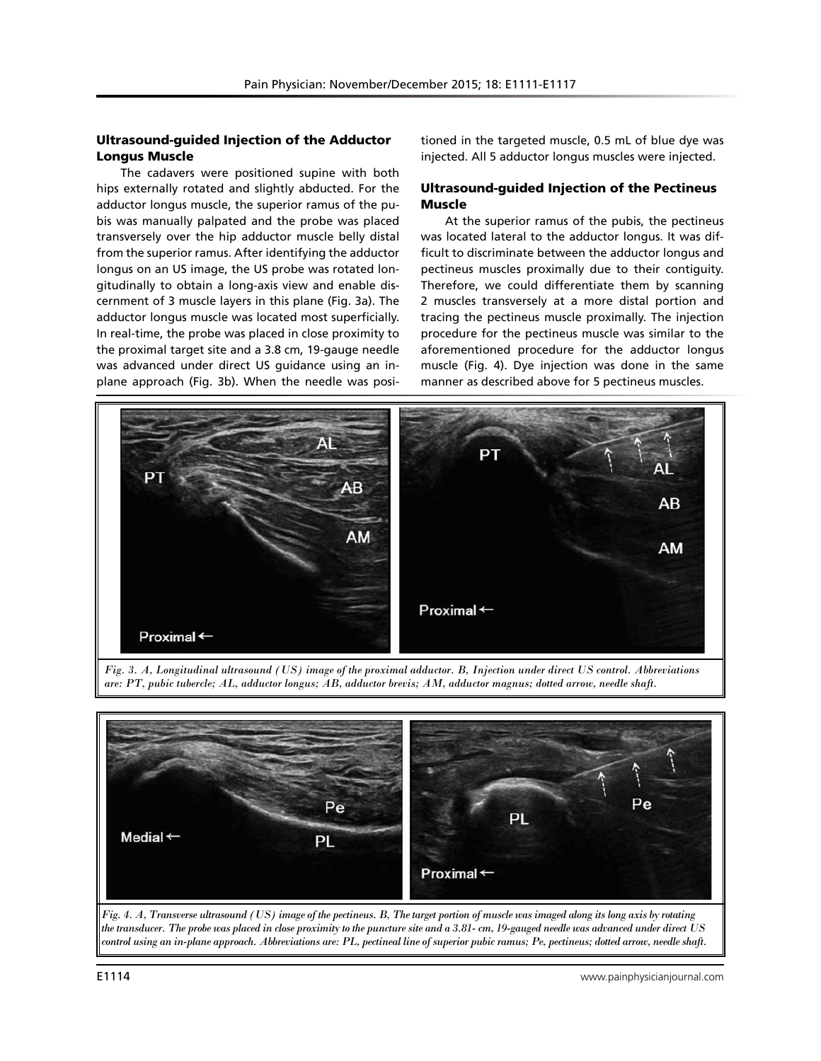### Ultrasound-guided Injection of the Adductor Longus Muscle

The cadavers were positioned supine with both hips externally rotated and slightly abducted. For the adductor longus muscle, the superior ramus of the pubis was manually palpated and the probe was placed transversely over the hip adductor muscle belly distal from the superior ramus. After identifying the adductor longus on an US image, the US probe was rotated longitudinally to obtain a long-axis view and enable discernment of 3 muscle layers in this plane (Fig. 3a). The adductor longus muscle was located most superficially. In real-time, the probe was placed in close proximity to the proximal target site and a 3.8 cm, 19-gauge needle was advanced under direct US guidance using an in-plane approach (Fig. 3b). When the needle was positioned in the targeted muscle, 0.5 mL of blue dye was injected. All 5 adductor longus muscles were injected.

### Ultrasound-guided Injection of the Pectineus Muscle

At the superior ramus of the pubis, the pectineus was located lateral to the adductor longus. It was difficult to discriminate between the adductor longus and pectineus muscles proximally due to their contiguity. Therefore, we could differentiate them by scanning 2 muscles transversely at a more distal portion and tracing the pectineus muscle proximally. The injection procedure for the pectineus muscle was similar to the aforementioned procedure for the adductor longus muscle (Fig. 4). Dye injection was done in the same manner as described above for 5 pectineus muscles.

*Fig. 3. A, Longitudinal ultrasound (US) image of the proximal adductor. B, Injection under direct US control. Abbreviations are: PT, pubic tubercle; AL, adductor longus; AB, adductor brevis; AM, adductor magnus; dotted arrow, needle shaft.*

*Fig. 4. A, Transverse ultrasound (US) image of the pectineus. B, The target portion of muscle was imaged along its long axis by rotating the transducer. The probe was placed in close proximity to the puncture site and a 3.81- cm, 19-gauged needle was advanced under direct US control using an in-plane approach. Abbreviations are: PL, pectineal line of superior pubic ramus; Pe, pectineus; dotted arrow, needle shaft.*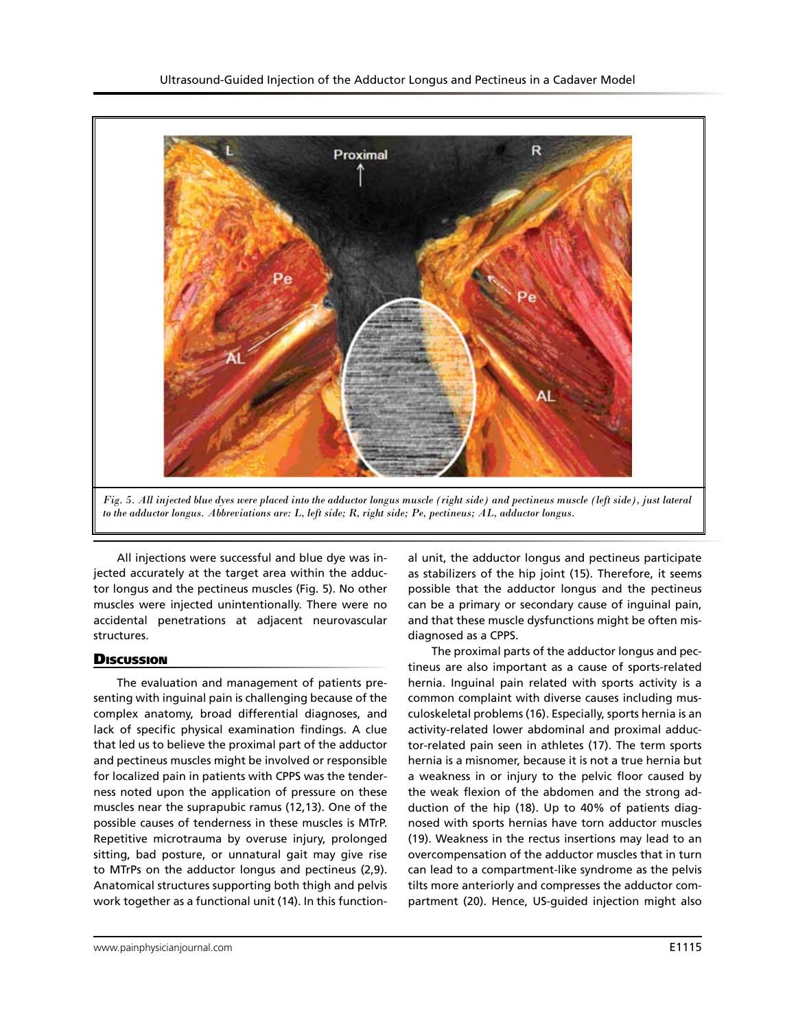Fig. 5. All injected blue dyes were placed into the adductor longus muscle (right side) and pectineus muscle (left side), just lateral to the adductor longus. Abbreviations are: L, left side; R, right side; Pe, pectineus; AL, adductor longus.

All injections were successful and blue dye was injected accurately at the target area within the adductor longus and the pectineus muscles (Fig. 5). No other muscles were injected unintentionally. There were no accidental penetrations at adjacent neurovascular structures.

## Discussion

The evaluation and management of patients presenting with inguinal pain is challenging because of the complex anatomy, broad differential diagnoses, and lack of specific physical examination findings. A clue that led us to believe the proximal part of the adductor and pectineus muscles might be involved or responsible for localized pain in patients with CPPS was the tenderness noted upon the application of pressure on these muscles near the suprapubic ramus (12,13). One of the possible causes of tenderness in these muscles is MTrP. Repetitive microtrauma by overuse injury, prolonged sitting, bad posture, or unnatural gait may give rise to MTrPs on the adductor longus and pectineus (2,9). Anatomical structures supporting both thigh and pelvis work together as a functional unit (14). In this functional unit, the adductor longus and pectineus participate as stabilizers of the hip joint (15). Therefore, it seems possible that the adductor longus and the pectineus can be a primary or secondary cause of inguinal pain, and that these muscle dysfunctions might be often misdiagnosed as a CPPS.

The proximal parts of the adductor longus and pectineus are also important as a cause of sports-related hernia. Inguinal pain related with sports activity is a common complaint with diverse causes including musculoskeletal problems (16). Especially, sports hernia is an activity-related lower abdominal and proximal adductor-related pain seen in athletes (17). The term sports hernia is a misnomer, because it is not a true hernia but a weakness in or injury to the pelvic floor caused by the weak flexion of the abdomen and the strong adduction of the hip (18). Up to 40% of patients diagnosed with sports hernias have torn adductor muscles (19). Weakness in the rectus insertions may lead to an overcompensation of the adductor muscles that in turn can lead to a compartment-like syndrome as the pelvis tilts more anteriorly and compresses the adductor compartment (20). Hence, US-guided injection might also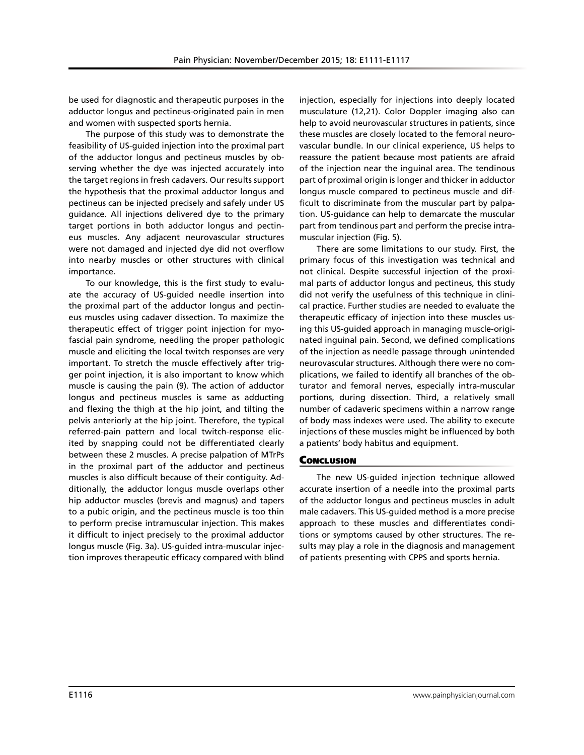be used for diagnostic and therapeutic purposes in the adductor longus and pectineus-originated pain in men and women with suspected sports hernia.

The purpose of this study was to demonstrate the feasibility of US-guided injection into the proximal part of the adductor longus and pectineus muscles by observing whether the dye was injected accurately into the target regions in fresh cadavers. Our results support the hypothesis that the proximal adductor longus and pectineus can be injected precisely and safely under US guidance. All injections delivered dye to the primary target portions in both adductor longus and pectineus muscles. Any adjacent neurovascular structures were not damaged and injected dye did not overflow into nearby muscles or other structures with clinical importance.

To our knowledge, this is the first study to evaluate the accuracy of US-guided needle insertion into the proximal part of the adductor longus and pectineus muscles using cadaver dissection. To maximize the therapeutic effect of trigger point injection for myofascial pain syndrome, needling the proper pathologic muscle and eliciting the local twitch responses are very important. To stretch the muscle effectively after trigger point injection, it is also important to know which muscle is causing the pain (9). The action of adductor longus and pectineus muscles is same as adducting and flexing the thigh at the hip joint, and tilting the pelvis anteriorly at the hip joint. Therefore, the typical referred-pain pattern and local twitch-response elicited by snapping could not be differentiated clearly between these 2 muscles. A precise palpation of MTrPs in the proximal part of the adductor and pectineus muscles is also difficult because of their contiguity. Additionally, the adductor longus muscle overlaps other hip adductor muscles (brevis and magnus) and tapers to a pubic origin, and the pectineus muscle is too thin to perform precise intramuscular injection. This makes it difficult to inject precisely to the proximal adductor longus muscle (Fig. 3a). US-guided intra-muscular injection improves therapeutic efficacy compared with blind injection, especially for injections into deeply located musculature (12,21). Color Doppler imaging also can help to avoid neurovascular structures in patients, since these muscles are closely located to the femoral neurovascular bundle. In our clinical experience, US helps to reassure the patient because most patients are afraid of the injection near the inguinal area. The tendinous part of proximal origin is longer and thicker in adductor longus muscle compared to pectineus muscle and difficult to discriminate from the muscular part by palpation. US-guidance can help to demarcate the muscular part from tendinous part and perform the precise intramuscular injection (Fig. 5).

There are some limitations to our study. First, the primary focus of this investigation was technical and not clinical. Despite successful injection of the proximal parts of adductor longus and pectineus, this study did not verify the usefulness of this technique in clinical practice. Further studies are needed to evaluate the therapeutic efficacy of injection into these muscles using this US-guided approach in managing muscle-originated inguinal pain. Second, we defined complications of the injection as needle passage through unintended neurovascular structures. Although there were no complications, we failed to identify all branches of the obturator and femoral nerves, especially intra-muscular portions, during dissection. Third, a relatively small number of cadaveric specimens within a narrow range of body mass indexes were used. The ability to execute injections of these muscles might be influenced by both a patients' body habitus and equipment.

## Conclusion

The new US-guided injection technique allowed accurate insertion of a needle into the proximal parts of the adductor longus and pectineus muscles in adult male cadavers. This US-guided method is a more precise approach to these muscles and differentiates conditions or symptoms caused by other structures. The results may play a role in the diagnosis and management of patients presenting with CPPS and sports hernia.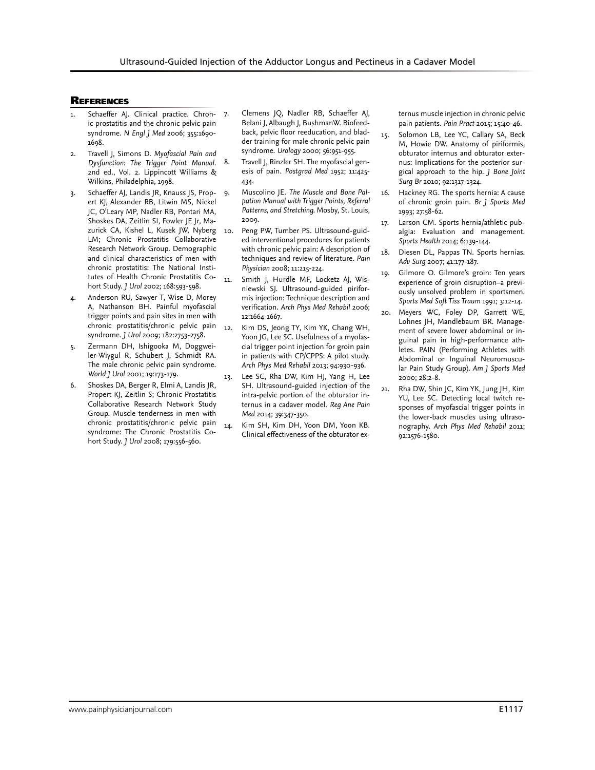## References

1. Schaeffer AJ. Clinical practice. Chronic prostatitis and the chronic pelvic pain syndrome. *N Engl J Med* 2006; 355:1690-1698.
2. Travell J, Simons D. *Myofascial Pain and Dysfunction: The Trigger Point Manual.* 2nd ed., Vol. 2. Lippincott Williams & Wilkins, Philadelphia, 1998.
3. Schaeffer AJ, Landis JR, Knauss JS, Propert KJ, Alexander RB, Litwin MS, Nickel JC, O'Leary MP, Nadler RB, Pontari MA, Shoskes DA, Zeitlin SI, Fowler JE Jr, Mazurick CA, Kishel L, Kusek JW, Nyberg LM; Chronic Prostatitis Collaborative Research Network Group. Demographic and clinical characteristics of men with chronic prostatitis: The National Institutes of Health Chronic Prostatitis Cohort Study. *J Urol* 2002; 168:593-598.
4. Anderson RU, Sawyer T, Wise D, Morey A, Nathanson BH. Painful myofascial trigger points and pain sites in men with chronic prostatitis/chronic pelvic pain syndrome. *J Urol* 2009; 182:2753-2758.
5. Zermann DH, Ishigooka M, Doggweiler-Wiygul R, Schubert J, Schmidt RA. The male chronic pelvic pain syndrome. *World J Urol* 2001; 19:173-179.
6. Shoskes DA, Berger R, Elmi A, Landis JR, Propert KJ, Zeitlin S; Chronic Prostatitis Collaborative Research Network Study Group. Muscle tenderness in men with chronic prostatitis/chronic pelvic pain syndrome: The Chronic Prostatitis Cohort Study. *J Urol* 2008; 179:556-560.
7. Clemens JQ, Nadler RB, Schaeffer AJ, Belani J, Albaugh J, BushmanW. Biofeedback, pelvic floor reeducation, and bladder training for male chronic pelvic pain syndrome. *Urology* 2000; 56:951-955.
8. Travell J, Rinzler SH. The myofascial genesis of pain. *Postgrad Med* 1952; 11:425-434.
9. Muscolino JE. *The Muscle and Bone Palpation Manual with Trigger Points, Referral Patterns, and Stretching.* Mosby, St. Louis, 2009.
10. Peng PW, Tumber PS. Ultrasound-guided interventional procedures for patients with chronic pelvic pain: A description of techniques and review of literature. *Pain Physician* 2008; 11:215-224.
11. Smith J, Hurdle MF, Locketz AJ, Wisniewski SJ. Ultrasound-guided piriformis injection: Technique description and verification. *Arch Phys Med Rehabil* 2006; 12:1664-1667.
12. Kim DS, Jeong TY, Kim YK, Chang WH, Yoon JG, Lee SC. Usefulness of a myofascial trigger point injection for groin pain in patients with CP/CPPS: A pilot study. *Arch Phys Med Rehabil* 2013; 94:930-936.
13. Lee SC, Rha DW, Kim HJ, Yang H, Lee SH. Ultrasound-guided injection of the intra-pelvic portion of the obturator internus in a cadaver model. *Reg Ane Pain Med* 2014; 39:347-350.
14. Kim SH, Kim DH, Yoon DM, Yoon KB. Clinical effectiveness of the obturator externus muscle injection in chronic pelvic pain patients. *Pain Pract* 2015; 15:40-46.
15. Solomon LB, Lee YC, Callary SA, Beck M, Howie DW. Anatomy of piriformis, obturator internus and obturator externus: Implications for the posterior surgical approach to the hip. *J Bone Joint Surg Br* 2010; 92:1317-1324.
16. Hackney RG. The sports hernia: A cause of chronic groin pain. *Br J Sports Med* 1993; 27:58-62.
17. Larson CM. Sports hernia/athletic pubalgia: Evaluation and management. *Sports Health* 2014; 6:139-144.
18. Diesen DL, Pappas TN. Sports hernias. *Adv Surg* 2007; 41:177-187.
19. Gilmore O. Gilmore's groin: Ten years experience of groin disruption–a previously unsolved problem in sportsmen. *Sports Med Soft Tiss Traum* 1991; 3:12-14.
20. Meyers WC, Foley DP, Garrett WE, Lohnes JH, Mandlebaum BR. Management of severe lower abdominal or inguinal pain in high-performance athletes. PAIN (Performing Athletes with Abdominal or Inguinal Neuromuscular Pain Study Group). *Am J Sports Med* 2000; 28:2-8.
21. Rha DW, Shin JC, Kim YK, Jung JH, Kim YU, Lee SC. Detecting local twitch responses of myofascial trigger points in the lower-back muscles using ultrasonography. *Arch Phys Med Rehabil* 2011; 92:1576-1580.